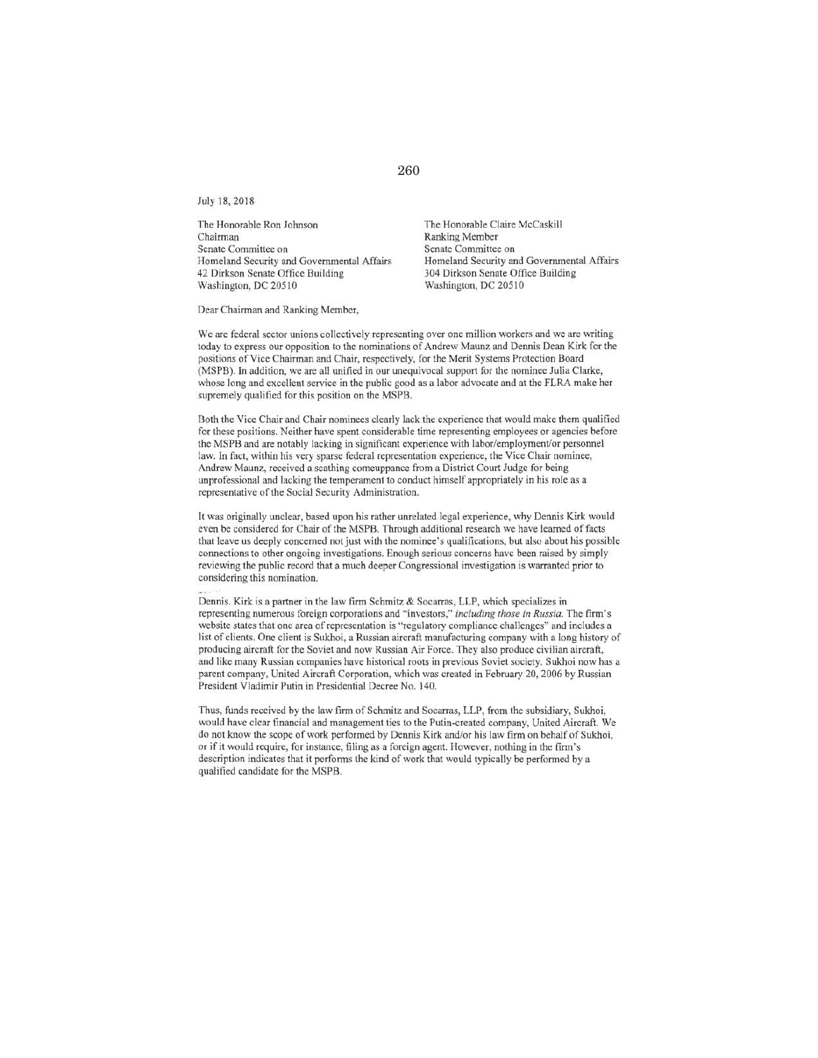July 18, 2018

The Honorable Ron Johnson
Chairman
Senate Committee on
Homeland Security and Governmental Affairs
42 Dirkson Senate Office Building
Washington, DC 20510

The Honorable Claire McCaskill
Ranking Member
Senate Committee on
Homeland Security and Governmental Affairs
304 Dirkson Senate Office Building
Washington, DC 20510

Dear Chairman and Ranking Member,

We are federal sector unions collectively representing over one million workers and we are writing today to express our opposition to the nominations of Andrew Maunz and Dennis Dean Kirk for the positions of Vice Chairman and Chair, respectively, for the Merit Systems Protection Board (MSPB). In addition, we are all unified in our unequivocal support for the nominee Julia Clarke, whose long and excellent service in the public good as a labor advocate and at the FLRA make her supremely qualified for this position on the MSPB.

Both the Vice Chair and Chair nominees clearly lack the experience that would make them qualified for these positions. Neither have spent considerable time representing employees or agencies before the MSPB and are notably lacking in significant experience with labor/employment/or personnel law. In fact, within his very sparse federal representation experience, the Vice Chair nominee, Andrew Maunz, received a scathing comeuppance from a District Court Judge for being unprofessional and lacking the temperament to conduct himself appropriately in his role as a representative of the Social Security Administration.

It was originally unclear, based upon his rather unrelated legal experience, why Dennis Kirk would even be considered for Chair of the MSPB. Through additional research we have learned of facts that leave us deeply concerned not just with the nominee's qualifications, but also about his possible connections to other ongoing investigations. Enough serious concerns have been raised by simply reviewing the public record that a much deeper Congressional investigation is warranted prior to considering this nomination.

Dennis. Kirk is a partner in the law firm Schmitz & Socarras, LLP, which specializes in representing numerous foreign corporations and "investors," *including those in Russia.* The firm's website states that one area of representation is "regulatory compliance challenges" and includes a list of clients. One client is Sukhoi, a Russian aircraft manufacturing company with a long history of producing aircraft for the Soviet and now Russian Air Force. They also produce civilian aircraft, and like many Russian companies have historical roots in previous Soviet society. Sukhoi now has a parent company, United Aircraft Corporation, which was created in February 20, 2006 by Russian President Vladimir Putin in Presidential Decree No. 140.

Thus, funds received by the law firm of Schmitz and Socarras, LLP, from the subsidiary, Sukhoi, would have clear financial and management ties to the Putin-created company, United Aircraft. We do not know the scope of work performed by Dennis Kirk and/or his law firm on behalf of Sukhoi, or if it would require, for instance, filing as a foreign agent. However, nothing in the firm's description indicates that it performs the kind of work that would typically be performed by a qualified candidate for the MSPB.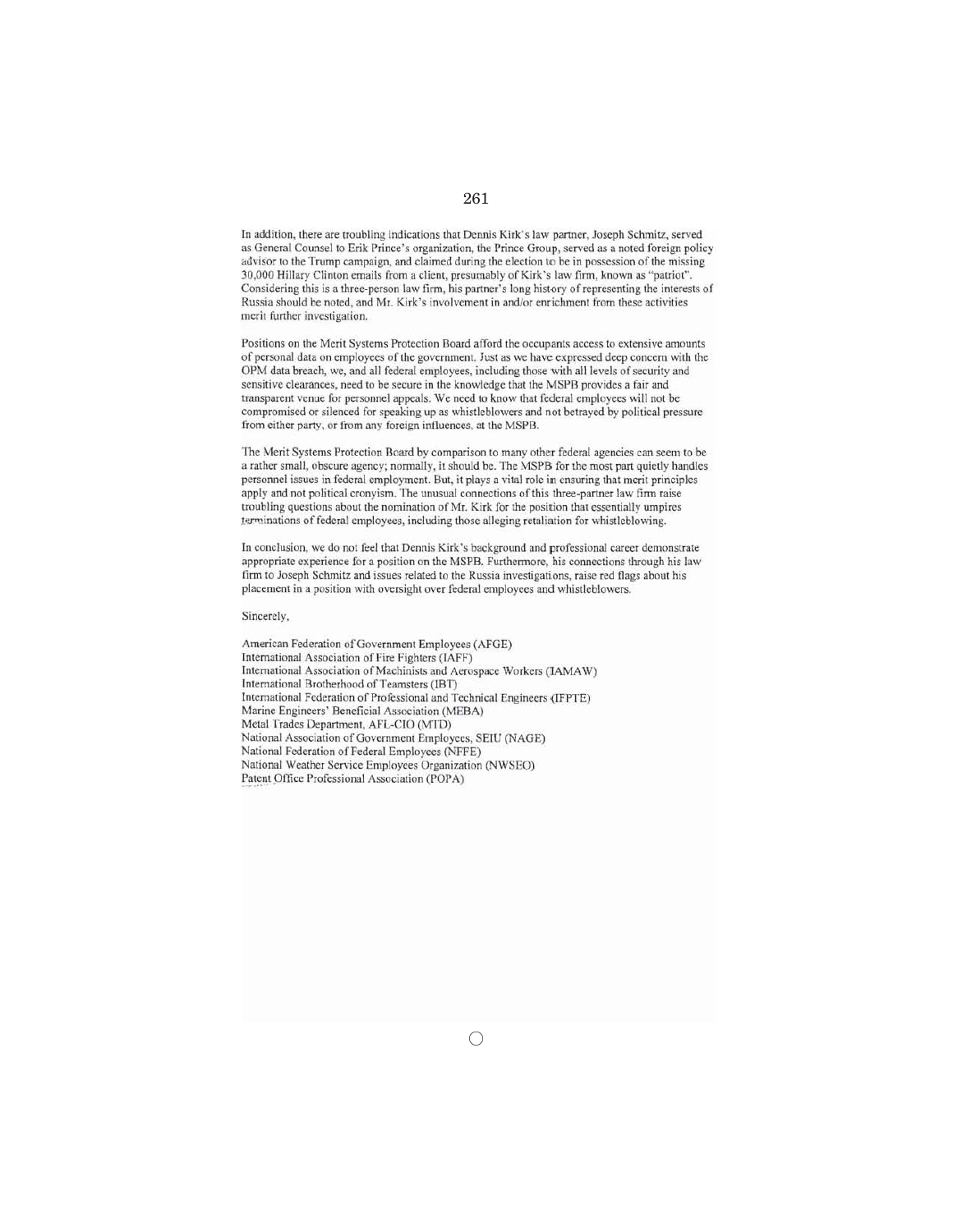In addition, there are troubling indications that Dennis Kirk's law partner, Joseph Schmitz, served as General Counsel to Erik Prince's organization, the Prince Group, served as a noted foreign policy advisor to the Trump campaign, and claimed during the election to be in possession of the missing 30,000 Hillary Clinton emails from a client, presumably of Kirk's law firm, known as "patriot". Considering this is a three-person law firm, his partner's long history of representing the interests of Russia should be noted, and Mr. Kirk's involvement in and/or enrichment from these activities merit further investigation.

Positions on the Merit Systems Protection Board afford the occupants access to extensive amounts of personal data on employees of the government. Just as we have expressed deep concern with the OPM data breach, we, and all federal employees, including those with all levels of security and sensitive clearances, need to be secure in the knowledge that the MSPB provides a fair and transparent venue for personnel appeals. We need to know that federal employees will not be compromised or silenced for speaking up as whistleblowers and not betrayed by political pressure from either party, or from any foreign influences, at the MSPB.

The Merit Systems Protection Board by comparison to many other federal agencies can seem to be a rather small, obscure agency; normally, it should be. The MSPB for the most part quietly handles personnel issues in federal employment. But, it plays a vital role in ensuring that merit principles apply and not political cronyism. The unusual connections of this three-partner law firm raise troubling questions about the nomination of Mr. Kirk for the position that essentially umpires terminations of federal employees, including those alleging retaliation for whistleblowing.

In conclusion, we do not feel that Dennis Kirk's background and professional career demonstrate appropriate experience for a position on the MSPB. Furthermore, his connections through his law firm to Joseph Schmitz and issues related to the Russia investigations, raise red flags about his placement in a position with oversight over federal employees and whistleblowers.

Sincerely,

American Federation of Government Employees (AFGE)
International Association of Fire Fighters (IAFF)
International Association of Machinists and Aerospace Workers (IAMAW)
International Brotherhood of Teamsters (IBT)
International Federation of Professional and Technical Engineers (IFPTE)
Marine Engineers' Beneficial Association (MEBA)
Metal Trades Department, AFL-CIO (MTD)
National Association of Government Employees, SEIU (NAGE)
National Federation of Federal Employees (NFFE)
National Weather Service Employees Organization (NWSEO)
Patent Office Professional Association (POPA)